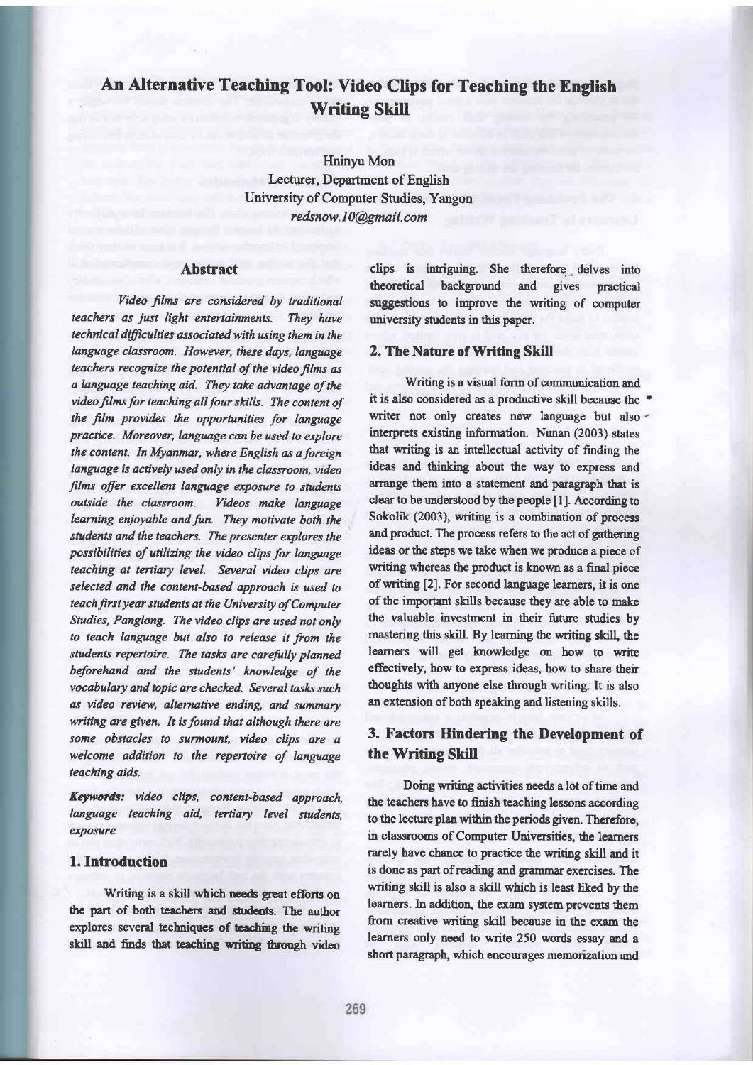# An Alternative Teaching Tool: Video Clips for Teaching the English Writing Skill

Hninyu Mon
Lecturer, Department of English
University of Computer Studies, Yangon
*redsnow.10@gmail.com*

## Abstract

*Video films are considered by traditional teachers as just light entertainments. They have technical difficulties associated with using them in the language classroom. However, these days, language teachers recognize the potential of the video films as a language teaching aid. They take advantage of the video films for teaching all four skills. The content of the film provides the opportunities for language practice. Moreover, language can be used to explore the content. In Myanmar, where English as a foreign language is actively used only in the classroom, video films offer excellent language exposure to students outside the classroom. Videos make language learning enjoyable and fun. They motivate both the students and the teachers. The presenter explores the possibilities of utilizing the video clips for language teaching at tertiary level. Several video clips are selected and the content-based approach is used to teach first year students at the University of Computer Studies, Panglong. The video clips are used not only to teach language but also to release it from the students repertoire. The tasks are carefully planned beforehand and the students' knowledge of the vocabulary and topic are checked. Several tasks such as video review, alternative ending, and summary writing are given. It is found that although there are some obstacles to surmount, video clips are a welcome addition to the repertoire of language teaching aids.*

***Keywords:*** *video clips, content-based approach, language teaching aid, tertiary level students, exposure*

## 1. Introduction

Writing is a skill which needs great efforts on the part of both teachers and students. The author explores several techniques of teaching the writing skill and finds that teaching writing through video clips is intriguing. She therefore delves into theoretical background and gives practical suggestions to improve the writing of computer university students in this paper.

## 2. The Nature of Writing Skill

Writing is a visual form of communication and it is also considered as a productive skill because the writer not only creates new language but also interprets existing information. Nunan (2003) states that writing is an intellectual activity of finding the ideas and thinking about the way to express and arrange them into a statement and paragraph that is clear to be understood by the people [1]. According to Sokolik (2003), writing is a combination of process and product. The process refers to the act of gathering ideas or the steps we take when we produce a piece of writing whereas the product is known as a final piece of writing [2]. For second language learners, it is one of the important skills because they are able to make the valuable investment in their future studies by mastering this skill. By learning the writing skill, the learners will get knowledge on how to write effectively, how to express ideas, how to share their thoughts with anyone else through writing. It is also an extension of both speaking and listening skills.

## 3. Factors Hindering the Development of the Writing Skill

Doing writing activities needs a lot of time and the teachers have to finish teaching lessons according to the lecture plan within the periods given. Therefore, in classrooms of Computer Universities, the learners rarely have chance to practice the writing skill and it is done as part of reading and grammar exercises. The writing skill is also a skill which is least liked by the learners. In addition, the exam system prevents them from creative writing skill because in the exam the learners only need to write 250 words essay and a short paragraph, which encourages memorization and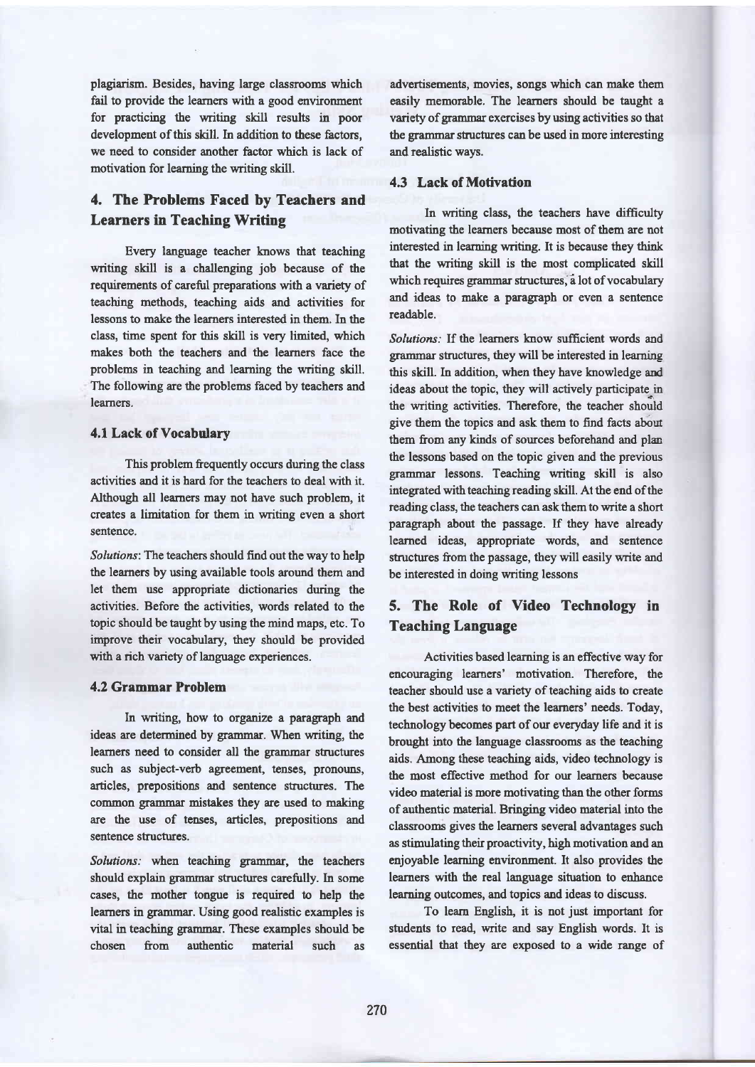plagiarism. Besides, having large classrooms which fail to provide the learners with a good environment for practicing the writing skill results in poor development of this skill. In addition to these factors, we need to consider another factor which is lack of motivation for learning the writing skill.

## 4. The Problems Faced by Teachers and Learners in Teaching Writing

Every language teacher knows that teaching writing skill is a challenging job because of the requirements of careful preparations with a variety of teaching methods, teaching aids and activities for lessons to make the learners interested in them. In the class, time spent for this skill is very limited, which makes both the teachers and the learners face the problems in teaching and learning the writing skill. The following are the problems faced by teachers and learners.

### 4.1 Lack of Vocabulary

This problem frequently occurs during the class activities and it is hard for the teachers to deal with it. Although all learners may not have such problem, it creates a limitation for them in writing even a short sentence.

*Solutions*: The teachers should find out the way to help the learners by using available tools around them and let them use appropriate dictionaries during the activities. Before the activities, words related to the topic should be taught by using the mind maps, etc. To improve their vocabulary, they should be provided with a rich variety of language experiences.

### 4.2 Grammar Problem

In writing, how to organize a paragraph and ideas are determined by grammar. When writing, the learners need to consider all the grammar structures such as subject-verb agreement, tenses, pronouns, articles, prepositions and sentence structures. The common grammar mistakes they are used to making are the use of tenses, articles, prepositions and sentence structures.

*Solutions:* when teaching grammar, the teachers should explain grammar structures carefully. In some cases, the mother tongue is required to help the learners in grammar. Using good realistic examples is vital in teaching grammar. These examples should be chosen from authentic material such as advertisements, movies, songs which can make them easily memorable. The learners should be taught a variety of grammar exercises by using activities so that the grammar structures can be used in more interesting and realistic ways.

### 4.3 Lack of Motivation

In writing class, the teachers have difficulty motivating the learners because most of them are not interested in learning writing. It is because they think that the writing skill is the most complicated skill which requires grammar structures, a lot of vocabulary and ideas to make a paragraph or even a sentence readable.

*Solutions:* If the learners know sufficient words and grammar structures, they will be interested in learning this skill. In addition, when they have knowledge and ideas about the topic, they will actively participate in the writing activities. Therefore, the teacher should give them the topics and ask them to find facts about them from any kinds of sources beforehand and plan the lessons based on the topic given and the previous grammar lessons. Teaching writing skill is also integrated with teaching reading skill. At the end of the reading class, the teachers can ask them to write a short paragraph about the passage. If they have already learned ideas, appropriate words, and sentence structures from the passage, they will easily write and be interested in doing writing lessons

## 5. The Role of Video Technology in Teaching Language

Activities based learning is an effective way for encouraging learners' motivation. Therefore, the teacher should use a variety of teaching aids to create the best activities to meet the learners' needs. Today, technology becomes part of our everyday life and it is brought into the language classrooms as the teaching aids. Among these teaching aids, video technology is the most effective method for our learners because video material is more motivating than the other forms of authentic material. Bringing video material into the classrooms gives the learners several advantages such as stimulating their proactivity, high motivation and an enjoyable learning environment. It also provides the learners with the real language situation to enhance learning outcomes, and topics and ideas to discuss.

To learn English, it is not just important for students to read, write and say English words. It is essential that they are exposed to a wide range of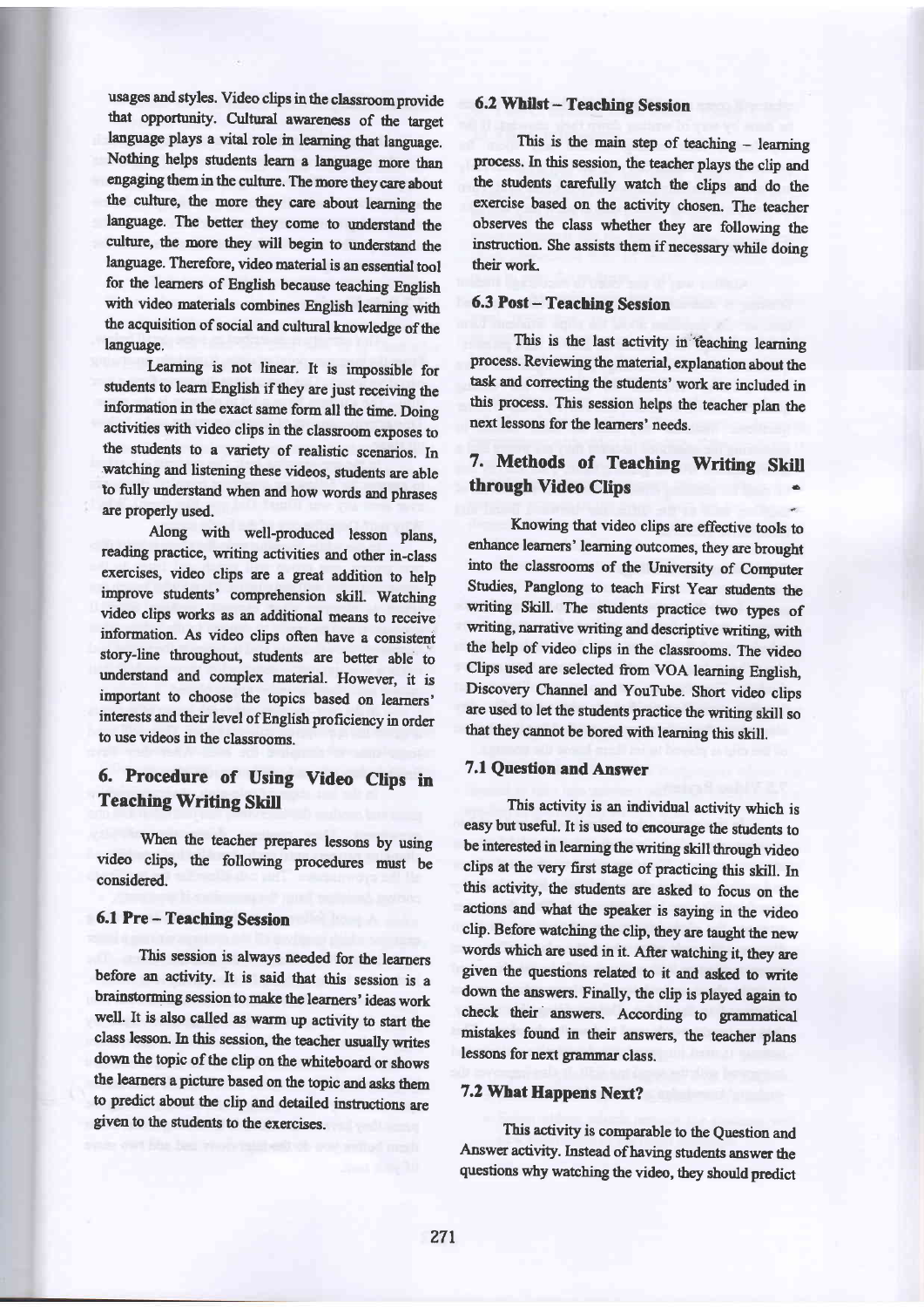usages and styles. Video clips in the classroom provide that opportunity. Cultural awareness of the target language plays a vital role in learning that language. Nothing helps students learn a language more than engaging them in the culture. The more they care about the culture, the more they care about learning the language. The better they come to understand the culture, the more they will begin to understand the language. Therefore, video material is an essential tool for the learners of English because teaching English with video materials combines English learning with the acquisition of social and cultural knowledge of the language.

Learning is not linear. It is impossible for students to learn English if they are just receiving the information in the exact same form all the time. Doing activities with video clips in the classroom exposes to the students to a variety of realistic scenarios. In watching and listening these videos, students are able to fully understand when and how words and phrases are properly used.

Along with well-produced lesson plans, reading practice, writing activities and other in-class exercises, video clips are a great addition to help improve students' comprehension skill. Watching video clips works as an additional means to receive information. As video clips often have a consistent story-line throughout, students are better able to understand and complex material. However, it is important to choose the topics based on learners' interests and their level of English proficiency in order to use videos in the classrooms.

## 6. Procedure of Using Video Clips in Teaching Writing Skill

When the teacher prepares lessons by using video clips, the following procedures must be considered.

### 6.1 Pre – Teaching Session

This session is always needed for the learners before an activity. It is said that this session is a brainstorming session to make the learners' ideas work well. It is also called as warm up activity to start the class lesson. In this session, the teacher usually writes down the topic of the clip on the whiteboard or shows the learners a picture based on the topic and asks them to predict about the clip and detailed instructions are given to the students to the exercises.

### 6.2 Whilst – Teaching Session

This is the main step of teaching – learning process. In this session, the teacher plays the clip and the students carefully watch the clips and do the exercise based on the activity chosen. The teacher observes the class whether they are following the instruction. She assists them if necessary while doing their work.

### 6.3 Post – Teaching Session

This is the last activity in teaching learning process. Reviewing the material, explanation about the task and correcting the students' work are included in this process. This session helps the teacher plan the next lessons for the learners' needs.

## 7. Methods of Teaching Writing Skill through Video Clips

Knowing that video clips are effective tools to enhance learners' learning outcomes, they are brought into the classrooms of the University of Computer Studies, Panglong to teach First Year students the writing Skill. The students practice two types of writing, narrative writing and descriptive writing, with the help of video clips in the classrooms. The video Clips used are selected from VOA learning English, Discovery Channel and YouTube. Short video clips are used to let the students practice the writing skill so that they cannot be bored with learning this skill.

### 7.1 Question and Answer

This activity is an individual activity which is easy but useful. It is used to encourage the students to be interested in learning the writing skill through video clips at the very first stage of practicing this skill. In this activity, the students are asked to focus on the actions and what the speaker is saying in the video clip. Before watching the clip, they are taught the new words which are used in it. After watching it, they are given the questions related to it and asked to write down the answers. Finally, the clip is played again to check their answers. According to grammatical mistakes found in their answers, the teacher plans lessons for next grammar class.

### 7.2 What Happens Next?

This activity is comparable to the Question and Answer activity. Instead of having students answer the questions why watching the video, they should predict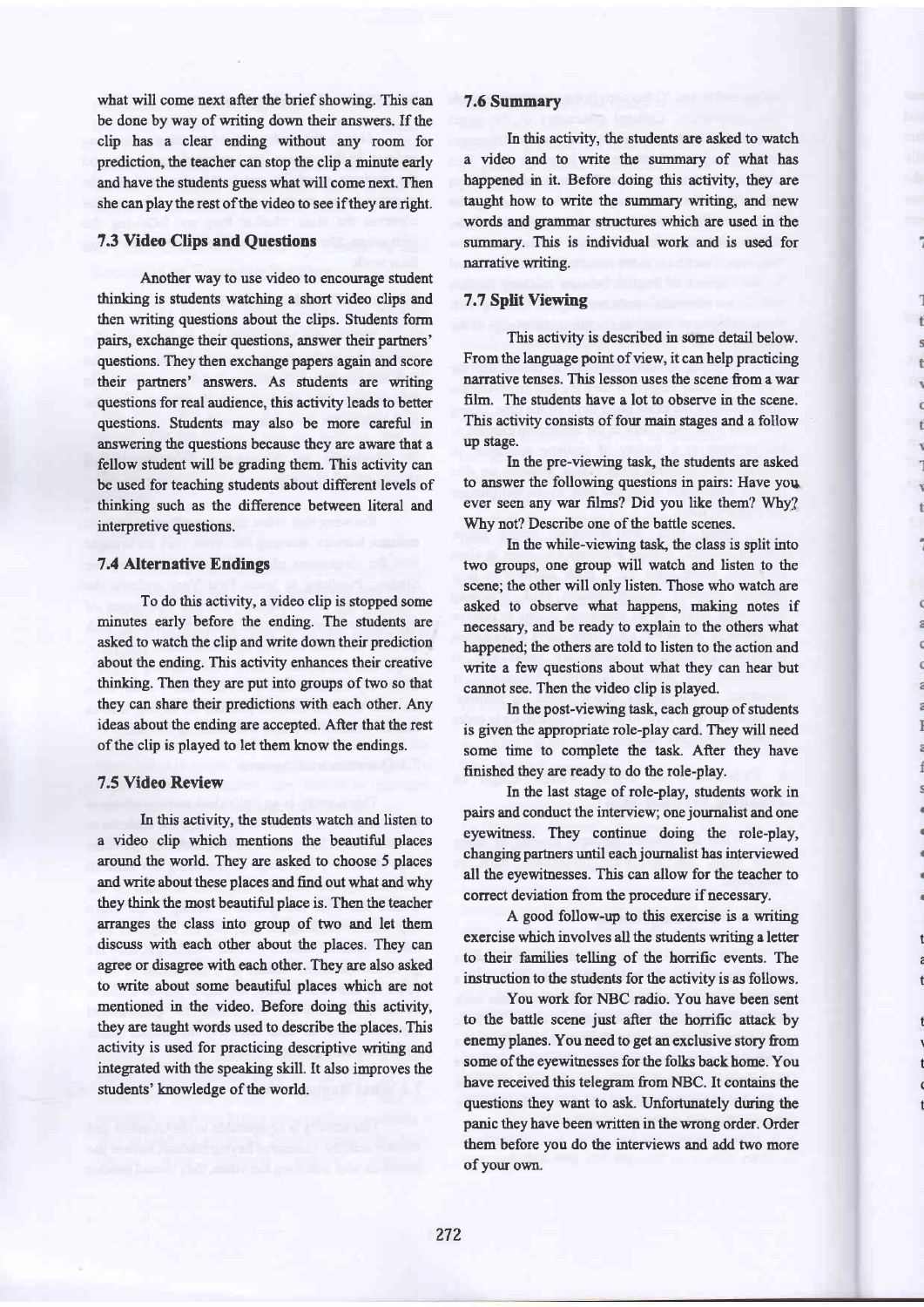what will come next after the brief showing. This can be done by way of writing down their answers. If the clip has a clear ending without any room for prediction, the teacher can stop the clip a minute early and have the students guess what will come next. Then she can play the rest of the video to see if they are right.

### 7.3 Video Clips and Questions

Another way to use video to encourage student thinking is students watching a short video clips and then writing questions about the clips. Students form pairs, exchange their questions, answer their partners' questions. They then exchange papers again and score their partners' answers. As students are writing questions for real audience, this activity leads to better questions. Students may also be more careful in answering the questions because they are aware that a fellow student will be grading them. This activity can be used for teaching students about different levels of thinking such as the difference between literal and interpretive questions.

### 7.4 Alternative Endings

To do this activity, a video clip is stopped some minutes early before the ending. The students are asked to watch the clip and write down their prediction about the ending. This activity enhances their creative thinking. Then they are put into groups of two so that they can share their predictions with each other. Any ideas about the ending are accepted. After that the rest of the clip is played to let them know the endings.

### 7.5 Video Review

In this activity, the students watch and listen to a video clip which mentions the beautiful places around the world. They are asked to choose 5 places and write about these places and find out what and why they think the most beautiful place is. Then the teacher arranges the class into group of two and let them discuss with each other about the places. They can agree or disagree with each other. They are also asked to write about some beautiful places which are not mentioned in the video. Before doing this activity, they are taught words used to describe the places. This activity is used for practicing descriptive writing and integrated with the speaking skill. It also improves the students' knowledge of the world.

### 7.6 Summary

In this activity, the students are asked to watch a video and to write the summary of what has happened in it. Before doing this activity, they are taught how to write the summary writing, and new words and grammar structures which are used in the summary. This is individual work and is used for narrative writing.

### 7.7 Split Viewing

This activity is described in some detail below. From the language point of view, it can help practicing narrative tenses. This lesson uses the scene from a war film. The students have a lot to observe in the scene. This activity consists of four main stages and a follow up stage.

In the pre-viewing task, the students are asked to answer the following questions in pairs: Have you ever seen any war films? Did you like them? Why? Why not? Describe one of the battle scenes.

In the while-viewing task, the class is split into two groups, one group will watch and listen to the scene; the other will only listen. Those who watch are asked to observe what happens, making notes if necessary, and be ready to explain to the others what happened; the others are told to listen to the action and write a few questions about what they can hear but cannot see. Then the video clip is played.

In the post-viewing task, each group of students is given the appropriate role-play card. They will need some time to complete the task. After they have finished they are ready to do the role-play.

In the last stage of role-play, students work in pairs and conduct the interview; one journalist and one eyewitness. They continue doing the role-play, changing partners until each journalist has interviewed all the eyewitnesses. This can allow for the teacher to correct deviation from the procedure if necessary.

A good follow-up to this exercise is a writing exercise which involves all the students writing a letter to their families telling of the horrific events. The instruction to the students for the activity is as follows.

You work for NBC radio. You have been sent to the battle scene just after the horrific attack by enemy planes. You need to get an exclusive story from some of the eyewitnesses for the folks back home. You have received this telegram from NBC. It contains the questions they want to ask. Unfortunately during the panic they have been written in the wrong order. Order them before you do the interviews and add two more of your own.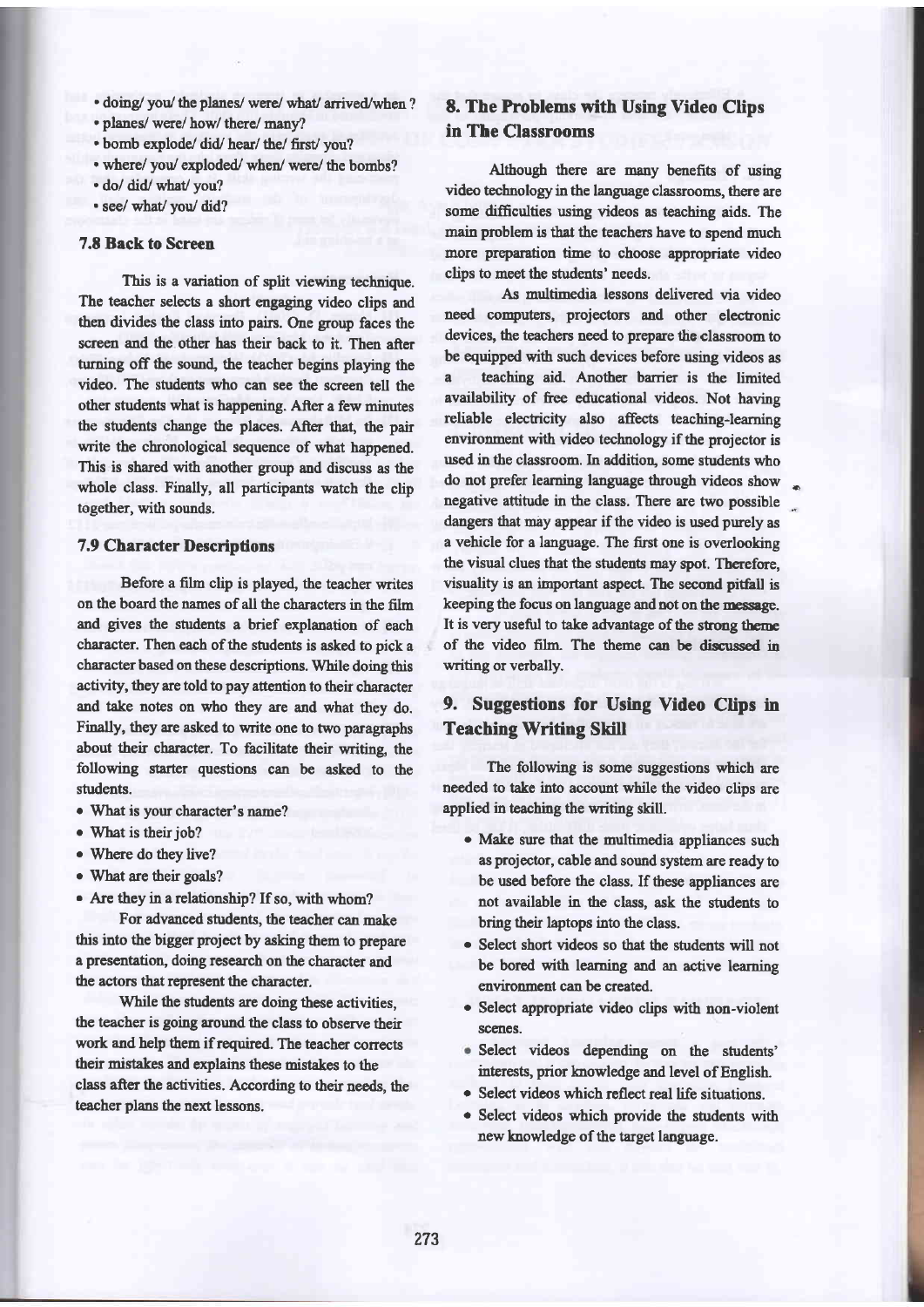- doing/ you/ the planes/ were/ what/ arrived/when ?
- planes/ were/ how/ there/ many?
- bomb explode/ did/ hear/ the/ first/ you?
- where/ you/ exploded/ when/ were/ the bombs?
- do/ did/ what/ you?
- see/ what/ you/ did?

### 7.8 Back to Screen

This is a variation of split viewing technique. The teacher selects a short engaging video clips and then divides the class into pairs. One group faces the screen and the other has their back to it. Then after turning off the sound, the teacher begins playing the video. The students who can see the screen tell the other students what is happening. After a few minutes the students change the places. After that, the pair write the chronological sequence of what happened. This is shared with another group and discuss as the whole class. Finally, all participants watch the clip together, with sounds.

### 7.9 Character Descriptions

Before a film clip is played, the teacher writes on the board the names of all the characters in the film and gives the students a brief explanation of each character. Then each of the students is asked to pick a character based on these descriptions. While doing this activity, they are told to pay attention to their character and take notes on who they are and what they do. Finally, they are asked to write one to two paragraphs about their character. To facilitate their writing, the following starter questions can be asked to the students.

- What is your character's name?
- What is their job?
- Where do they live?
- What are their goals?
- Are they in a relationship? If so, with whom?

For advanced students, the teacher can make this into the bigger project by asking them to prepare a presentation, doing research on the character and the actors that represent the character.

While the students are doing these activities, the teacher is going around the class to observe their work and help them if required. The teacher corrects their mistakes and explains these mistakes to the class after the activities. According to their needs, the teacher plans the next lessons.

## 8. The Problems with Using Video Clips in The Classrooms

Although there are many benefits of using video technology in the language classrooms, there are some difficulties using videos as teaching aids. The main problem is that the teachers have to spend much more preparation time to choose appropriate video clips to meet the students' needs.

As multimedia lessons delivered via video need computers, projectors and other electronic devices, the teachers need to prepare the classroom to be equipped with such devices before using videos as a teaching aid. Another barrier is the limited availability of free educational videos. Not having reliable electricity also affects teaching-learning environment with video technology if the projector is used in the classroom. In addition, some students who do not prefer learning language through videos show negative attitude in the class. There are two possible dangers that may appear if the video is used purely as a vehicle for a language. The first one is overlooking the visual clues that the students may spot. Therefore, visuality is an important aspect. The second pitfall is keeping the focus on language and not on the message. It is very useful to take advantage of the strong theme of the video film. The theme can be discussed in writing or verbally.

## 9. Suggestions for Using Video Clips in Teaching Writing Skill

The following is some suggestions which are needed to take into account while the video clips are applied in teaching the writing skill.

- Make sure that the multimedia appliances such as projector, cable and sound system are ready to be used before the class. If these appliances are not available in the class, ask the students to bring their laptops into the class.
- Select short videos so that the students will not be bored with learning and an active learning environment can be created.
- Select appropriate video clips with non-violent scenes.
- Select videos depending on the students' interests, prior knowledge and level of English.
- Select videos which reflect real life situations.
- Select videos which provide the students with new knowledge of the target language.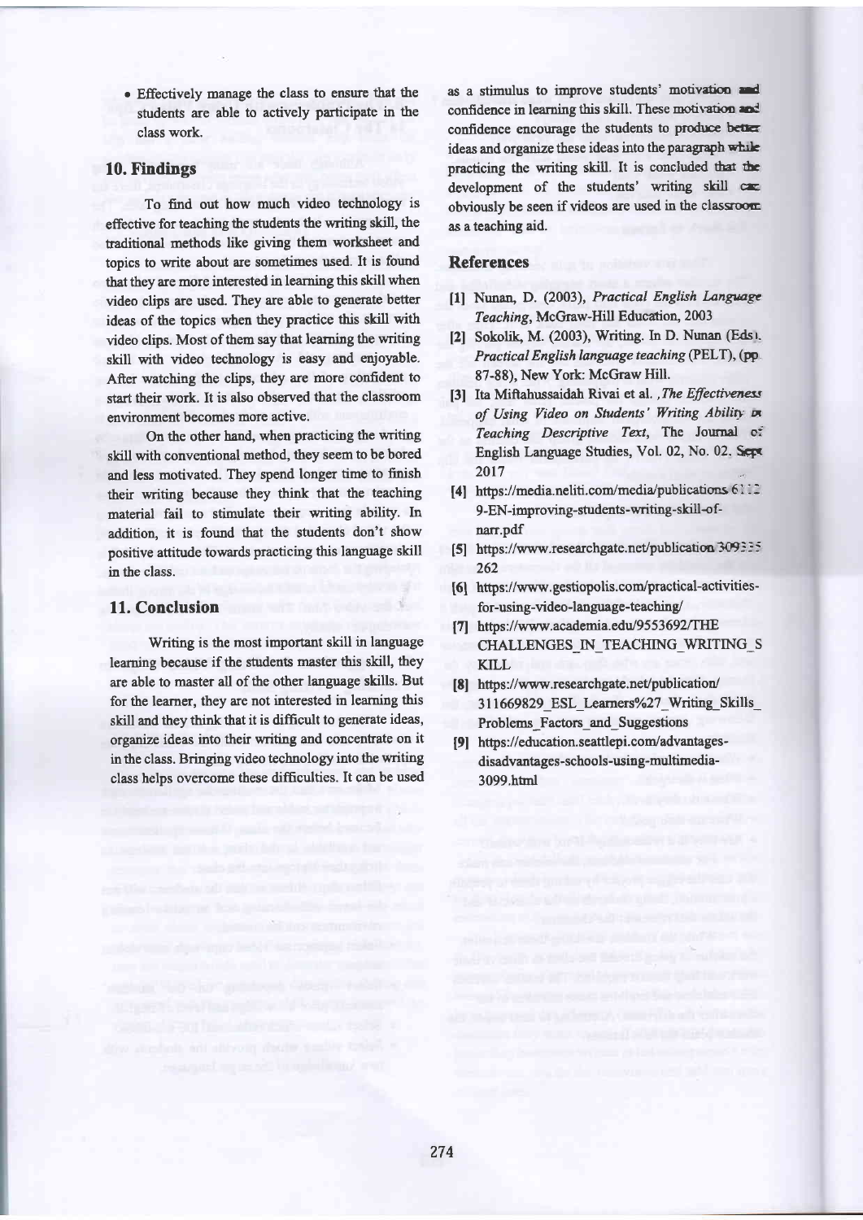- Effectively manage the class to ensure that the students are able to actively participate in the class work.

## 10. Findings

To find out how much video technology is effective for teaching the students the writing skill, the traditional methods like giving them worksheet and topics to write about are sometimes used. It is found that they are more interested in learning this skill when video clips are used. They are able to generate better ideas of the topics when they practice this skill with video clips. Most of them say that learning the writing skill with video technology is easy and enjoyable. After watching the clips, they are more confident to start their work. It is also observed that the classroom environment becomes more active.

On the other hand, when practicing the writing skill with conventional method, they seem to be bored and less motivated. They spend longer time to finish their writing because they think that the teaching material fail to stimulate their writing ability. In addition, it is found that the students don't show positive attitude towards practicing this language skill in the class.

## 11. Conclusion

Writing is the most important skill in language learning because if the students master this skill, they are able to master all of the other language skills. But for the learner, they are not interested in learning this skill and they think that it is difficult to generate ideas, organize ideas into their writing and concentrate on it in the class. Bringing video technology into the writing class helps overcome these difficulties. It can be used as a stimulus to improve students' motivation and confidence in learning this skill. These motivation and confidence encourage the students to produce better ideas and organize these ideas into the paragraph while practicing the writing skill. It is concluded that the development of the students' writing skill can obviously be seen if videos are used in the classroom as a teaching aid.

## References

[1] Nunan, D. (2003), *Practical English Language Teaching*, McGraw-Hill Education, 2003

[2] Sokolik, M. (2003), Writing. In D. Nunan (Eds), *Practical English language teaching* (PELT), (pp. 87-88), New York: McGraw Hill.

[3] Ita Miftahussaidah Rivai et al. ,*The Effectiveness of Using Video on Students' Writing Ability in Teaching Descriptive Text*, The Journal of English Language Studies, Vol. 02, No. 02. Sept 2017

[4] https://media.neliti.com/media/publications/61129-EN-improving-students-writing-skill-of-narr.pdf

[5] https://www.researchgate.net/publication/309335262

[6] https://www.gestiopolis.com/practical-activities-for-using-video-language-teaching/

[7] https://www.academia.edu/9553692/THE_CHALLENGES_IN_TEACHING_WRITING_SKILL

[8] https://www.researchgate.net/publication/311669829_ESL_Learners%27_Writing_Skills_Problems_Factors_and_Suggestions

[9] https://education.seattlepi.com/advantages-disadvantages-schools-using-multimedia-3099.html